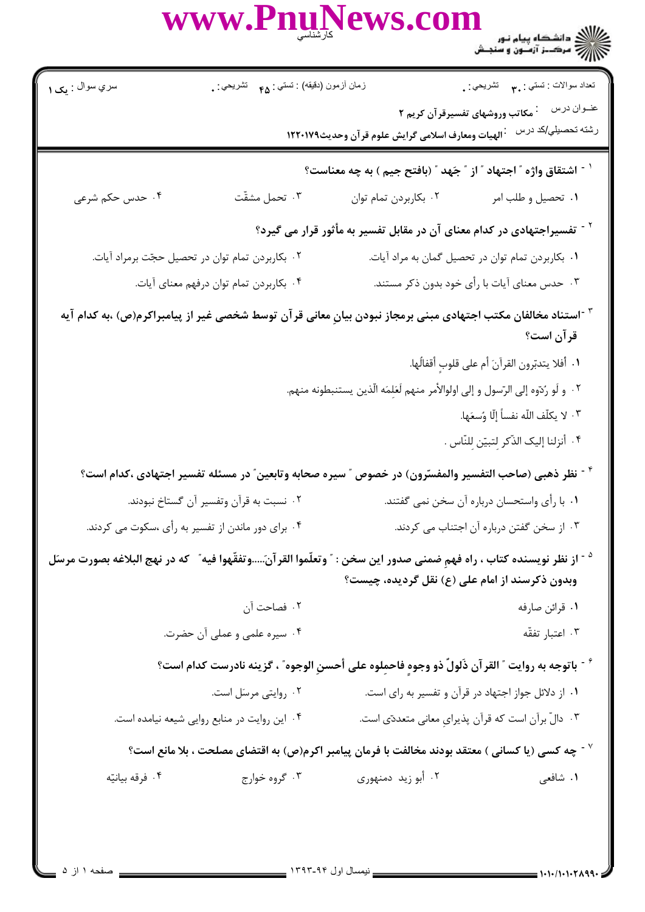تعداد سوالات : تستی : ۳۰ تشریحی : ۰

زمان آزمون (دقیقه) : تستی : ۴۵ تشریحی : ۰

سري سوال : یک ۱

عنــوان درس : مکاتب وروشهای تفسیرقرآن کریم ۲

رشته تحصيلي/کد درس : الهیات ومعارف اسلامی گرایش علوم قرآن وحدیث۱۲۲۰۱۷۹

۱- اشتقاق واژه " اجتهاد " از " جَهد " (بافتح جیم ) به چه معناست؟

۱. تحصیل و طلب امر
۲. بکاربردن تمام توان
۳. تحمل مشقّت
۴. حدس حکم شرعی

۲- تفسیراجتهادی در کدام معنای آن در مقابل تفسیر به مأثور قرار می گیرد؟

۱. بکاربردن تمام توان در تحصیل گمان به مراد آیات.
۲. بکاربردن تمام توان در تحصیل حجّت برمراد آیات.
۳. حدس معنای آیات با رأی خود بدون ذکر مستند.
۴. بکاربردن تمام توان درفهم معنای آیات.

۳- استناد مخالفان مکتب اجتهادی مبنی برمجاز نبودن بیانِ معانی قرآن توسط شخصی غیر از پیامبراکرم(ص) ،به کدام آیه قرآن است؟

۱. أفلا یتدبّرون القرآنَ أم علی قلوبٍ أقفالُها.
۲. و لَو رُدّوه إلی الرّسول و إلی اولوالأمر منهم لَعَلِمَه الّذین یستنبطونه منهم.
۳. لا یکلّف اللّه نفساً إلّا وُسعَها.
۴. أنزلنا إلیک الذّکر لِتبیّن لِلنّاس .

۴- نظر ذهبی (صاحب التفسیر والمفسّرون) در خصوص " سیره صحابه وتابعین" در مسئله تفسیر اجتهادی ،کدام است؟

۱. با رأی واستحسان درباره آن سخن نمی گفتند.
۲. نسبت به قرآن وتفسیر آن گستاخ نبودند.
۳. از سخن گفتن درباره آن اجتناب می کردند.
۴. برای دور ماندن از تفسیر به رأی ،سکوت می کردند.

۵- از نظر نویسنده کتاب ، راه فهمِ ضمنی صدور این سخن : " وتعلّموا القرآنَ.....وتفقّهوا فیه" که در نهج البلاغه بصورت مرسَل وبدون ذکرسند از امام علی (ع) نقل گردیده، چیست؟

۱. قرائن صارفه
۲. فصاحت آن
۳. اعتبار تفقّه
۴. سیره علمی و عملی آن حضرت.

۶- باتوجه به روایت " القرآن ذَلولٌ ذو وجوهٍ فاحملوه علی أحسنِ الوجوه" ، گزینه نادرست کدام است؟

۱. از دلائل جواز اجتهاد در قرآن و تفسیر به رای است.
۲. روایتی مرسَل است.
۳. دالّ برآن است که قرآن پذیرایِ معانی متعددّی است.
۴. این روایت در منابع روایی شیعه نیامده است.

۷- چه کسی (یا کسانی ) معتقد بودند مخالفت با فرمان پیامبر اکرم(ص) به اقتضای مصلحت ، بلا مانع است؟

۱. شافعی
۲. أبو زید دمنهوری
۳. گروه خوارج
۴. فرقه بیانیّه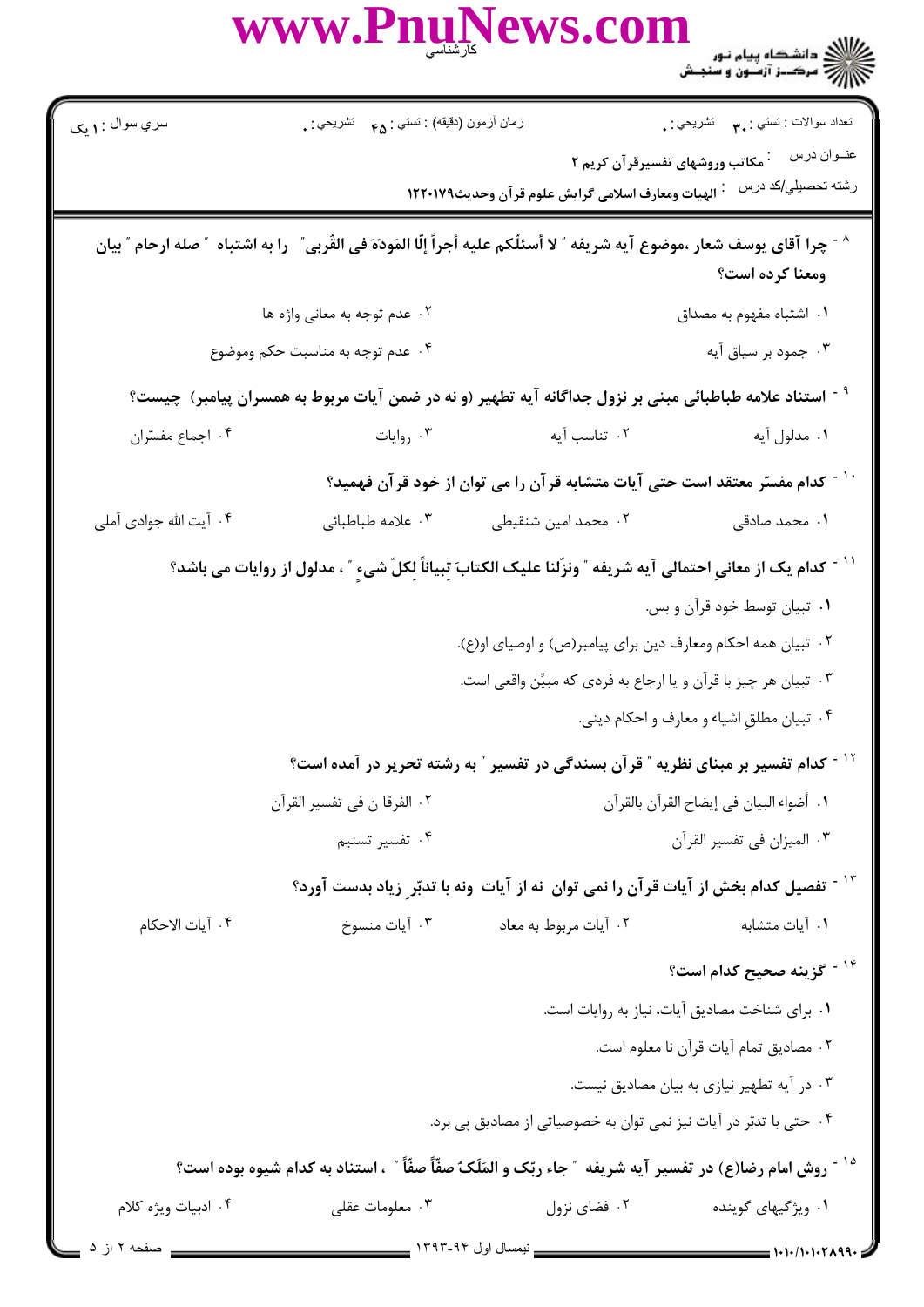تعداد سوالات : تستی : ۳۰ تشریحی : ۰ | زمان آزمون (دقیقه) : تستی : ۴۵ تشریحی : ۰ | سری سوال : ۱ یک

عنوان درس : مکاتب وروشهای تفسیرقرآن کریم ۲

رشته تحصیلی/کد درس : الهیات ومعارف اسلامی گرایش علوم قرآن وحدیث۱۲۲۰۱۷۹

۸- چرا آقای یوسف شعار ،موضوع آیه شریفه " لا أسئلُکم علیه أجراً إلّا المَودّهَ فی القُربی" را به اشتباه " صله ارحام " بیان ومعنا کرده است؟

۱. اشتباه مفهوم به مصداق
۲. عدم توجه به معانی واژه ها
۳. جمود بر سیاق آیه
۴. عدم توجه به مناسبت حکم وموضوع

۹- استناد علامه طباطبائی مبنی بر نزول جداگانه آیه تطهیر (و نه در ضمن آیات مربوط به همسران پیامبر) چیست؟

۱. مدلول آیه
۲. تناسب آیه
۳. روایات
۴. اجماع مفسّران

۱۰- کدام مفسّر معتقد است حتی آیات متشابه قرآن را می توان از خود قرآن فهمید؟

۱. محمد صادقی
۲. محمد امین شنقیطی
۳. علامه طباطبائی
۴. آیت الله جوادی آملی

۱۱- کدام یک از معانیِ احتمالی آیه شریفه " ونزّلنا علیک الکتابَ تِبیاناً لِکلّ شیءٍ " ، مدلول از روایات می باشد؟

۱. تبیان توسط خود قرآن و بس.
۲. تبیان همه احکام ومعارف دین برای پیامبر(ص) و اوصیای او(ع).
۳. تبیان هر چیز با قرآن و یا ارجاع به فردی که مبیِّن واقعی است.
۴. تبیان مطلقِ اشیاء و معارف و احکام دینی.

۱۲- کدام تفسیر بر مبنای نظریه " قرآن بسندگی در تفسیر " به رشته تحریر در آمده است؟

۱. أضواء البیان فی إیضاح القرآن بالقرآن
۲. الفرقا ن فی تفسیر القرآن
۳. المیزان فی تفسیر القرآن
۴. تفسیر تسنیم

۱۳- تفصیل کدام بخش از آیات قرآن را نمی توان نه از آیات ونه با تدبّرِ زیاد بدست آورد؟

۱. آیات متشابه
۲. آیات مربوط به معاد
۳. آیات منسوخ
۴. آیات الاحکام

۱۴- گزینه صحیح کدام است؟

۱. برای شناخت مصادیق آیات، نیاز به روایات است.
۲. مصادیق تمام آیات قرآن نا معلوم است.
۳. در آیه تطهیر نیازی به بیان مصادیق نیست.
۴. حتی با تدبّر در آیات نیز نمی توان به خصوصیاتی از مصادیق پی برد.

۱۵- روش امام رضا(ع) در تفسیر آیه شریفه " جاء ربّک و المَلَکُ صفّاً صفّاً " ، استناد به کدام شیوه بوده است؟

۱. ویژگیهای گوینده
۲. فضای نزول
۳. معلومات عقلی
۴. ادبیات ویژه کلام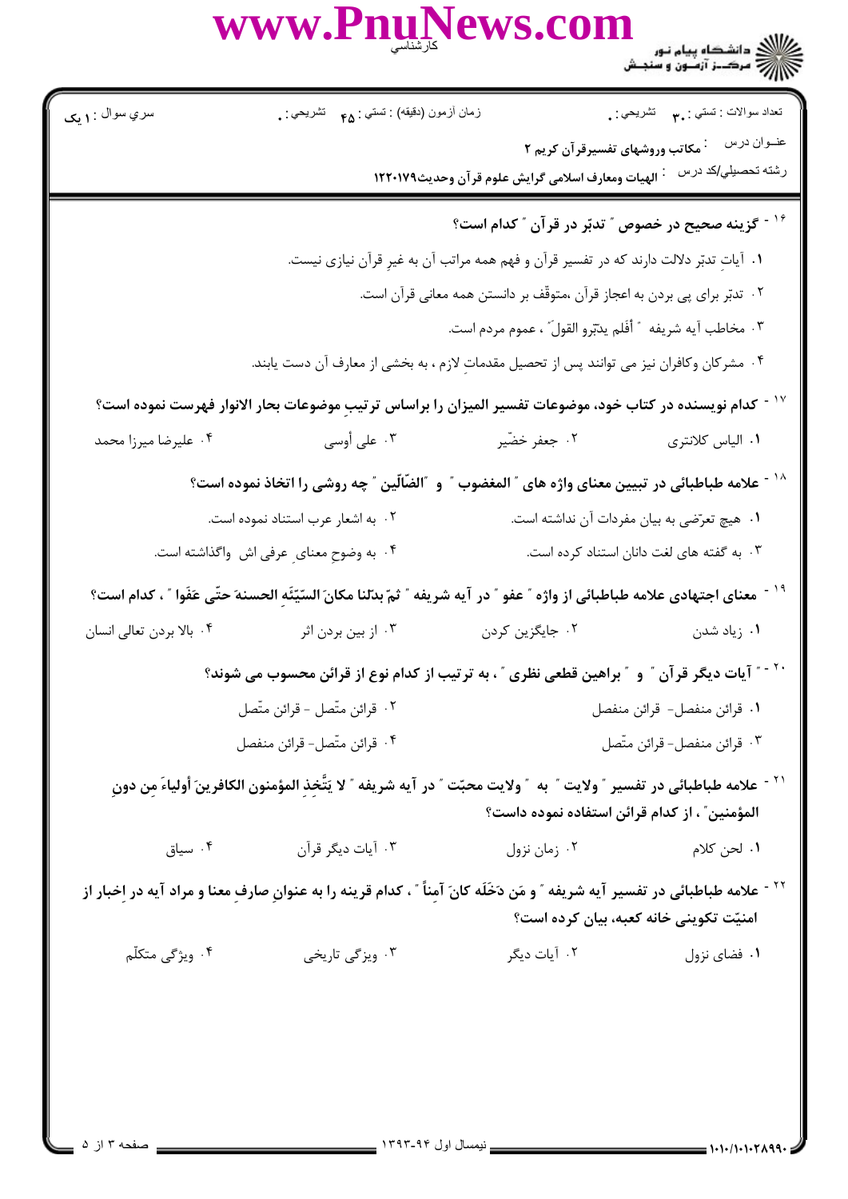سري سوال : ۱ یک | زمان آزمون (دقیقه) : تستی : ۴۵ تشریحی : ۰ | تعداد سوالات : تستی : ۳۰ تشریحی : ۰

عنـوان درس : مکاتب وروشهای تفسیرقرآن کریم ۲

رشته تحصيلي/کد درس : الهیات ومعارف اسلامی گرایش علوم قرآن وحدیث۱۲۲۰۱۷۹

۱۶- گزینه صحیح در خصوص " تدبّر در قرآن " کدام است؟

۱. آیاتِ تدبّر دلالت دارند که در تفسیر قرآن و فهم همه مراتب آن به غیرِ قرآن نیازی نیست.

۲. تدبّر برای پی بردن به اعجاز قرآن ،متوقّف بر دانستن همه معانی قرآن است.

۳. مخاطب آیه شریفه " أفَلَم یدّبّرو القولَ" ، عموم مردم است.

۴. مشرکان وکافران نیز می توانند پس از تحصیل مقدماتِ لازم ، به بخشی از معارف آن دست یابند.

۱۷- کدام نویسنده در کتاب خود، موضوعات تفسیر المیزان را براساس ترتیبِ موضوعات بحار الانوار فهرست نموده است؟

۱. الیاس کلانتری
۲. جعفر خضّیر
۳. علی أوسی
۴. علیرضا میرزا محمد

۱۸- علامه طباطبائی در تبیین معنای واژه های " المغضوب " و "الضّالّین " چه روشی را اتخاذ نموده است؟

۱. هیچ تعرّضی به بیان مفردات آن نداشته است.
۲. به اشعار عرب استناد نموده است.
۳. به گفته های لغت دانان استناد کرده است.
۴. به وضوحِ معنایِ عرفی اش واگذاشته است.

۱۹- معنای اجتهادی علامه طباطبائی از واژه " عفو " در آیه شریفه " ثمّ بدّلنا مکانَ السّیّئَه الحسنهَ حتّی عَفَوا " ، کدام است؟

۱. زیاد شدن
۲. جایگزین کردن
۳. از بین بردن اثر
۴. بالا بردن تعالی انسان

۲۰- " آیات دیگر قرآن " و " براهین قطعی نظری " ، به ترتیب از کدام نوع از قرائن محسوب می شوند؟

۱. قرائن منفصل- قرائن منفصل
۲. قرائن متّصل - قرائن متّصل
۳. قرائن منفصل- قرائن متّصل
۴. قرائن متّصل- قرائن منفصل

۲۱- علامه طباطبائی در تفسیر " ولایت " به " ولایت محبّت " در آیه شریفه " لا یَتَّخِذِ المؤمنون الکافرینَ أولیاءَ مِن دونِ المؤمنین" ، از کدام قرائن استفاده نموده داست؟

۱. لحن کلام
۲. زمان نزول
۳. آیات دیگر قرآن
۴. سیاق

۲۲- علامه طباطبائی در تفسیر آیه شریفه " و مَن دَخَلَه کانَ آمِناً " ، کدام قرینه را به عنوانِ صارفِ معنا و مراد آیه در اِخبار از امنیّت تکوینی خانه کعبه، بیان کرده است؟

۱. فضای نزول
۲. آیات دیگر
۳. ویژگی تاریخی
۴. ویژگی متکلّم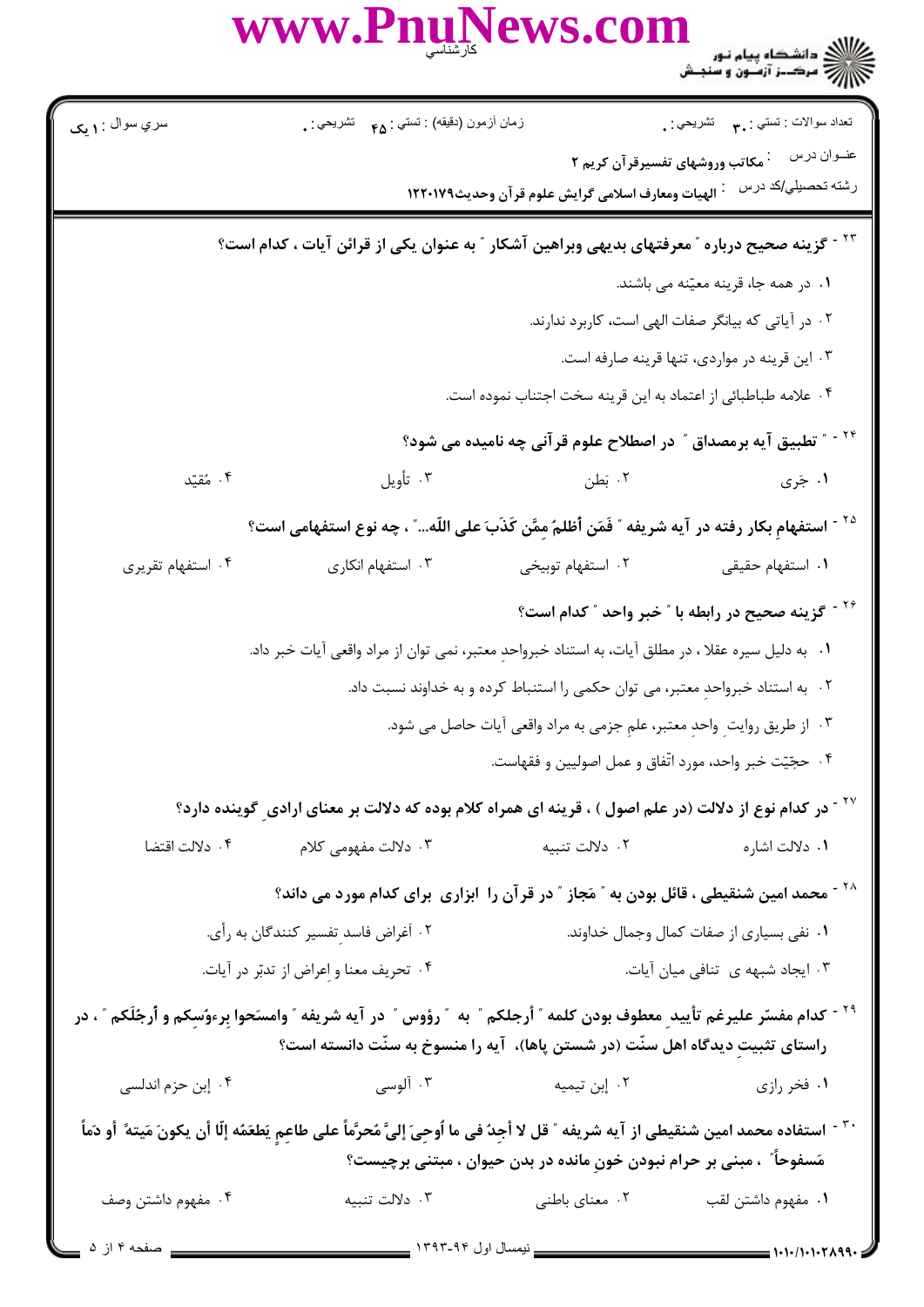۲۳ - گزینه صحیح درباره " معرفتهای بدیهی وبراهین آشکار " به عنوان یکی از قرائن آیات ، کدام است؟

۱. در همه جا، قرینه معیّنه می باشند.

۲. در آیاتی که بیانگر صفات الهی است، کاربرد ندارند.

۳. این قرینه در مواردی، تنها قرینه صارفه است.

۴. علامه طباطبائی از اعتماد به این قرینه سخت اجتناب نموده است.

۲۴ - " تطبیق آیه برمصداق " در اصطلاح علوم قرآنی چه نامیده می شود؟

۱. جَری ۲. بَطن ۳. تأویل ۴. مُقیّد

۲۵ - استفهامِ بکار رفته در آیه شریفه " فَمَن أظلمُ ممَّن کَذَبَ علی اللّه... " ، چه نوع استفهامی است؟

۱. استفهام حقیقی ۲. استفهام توبیخی ۳. استفهام انکاری ۴. استفهام تقریری

۲۶ - گزینه صحیح در رابطه با " خبر واحد " کدام است؟

۱. به دلیل سیره عقلا ، در مطلق آیات، به استناد خبرواحدِ معتبر، نمی توان از مراد واقعی آیات خبر داد.

۲. به استناد خبرواحدِ معتبر، می توان حکمی را استنباط کرده و به خداوند نسبت داد.

۳. از طریق روایتِ واحدِ معتبر، علمِ جزمی به مراد واقعی آیات حاصل می شود.

۴. حجیّت خبر واحد، مورد اتّفاق و عمل اصولیین و فقهاست.

۲۷ - در کدام نوع از دلالت (در علم اصول ) ، قرینه ای همراه کلام بوده که دلالت بر معنای ارادیِ گوینده دارد؟

۱. دلالت اشاره ۲. دلالت تنبیه ۳. دلالت مفهومی کلام ۴. دلالت اقتضا

۲۸ - محمد امین شنقیطی ، قائل بودن به " مَجاز " در قرآن را ابزاری برای کدام مورد می داند؟

۱. نفی بسیاری از صفات کمال وجمال خداوند.

۲. أغراض فاسد تفسیر کنندگان به رأی.

۳. ایجاد شبهه ی تنافی میان آیات.

۴. تحریف معنا و اِعراض از تدبّر در آیات.

۲۹ - کدام مفسّر علیرغم تأییدِ معطوف بودن کلمه " أرجلکم " به " رؤوس " در آیه شریفه " وامسَحوا بِرءوُسِکم و أرجُلَکم " ، در راستای تثبیتِ دیدگاه اهل سنّت (در شستن پاها)، آیه را منسوخ به سنّت دانسته است؟

۱. فخر رازی ۲. إبن تیمیه ۳. آلوسی ۴. إبن حزم اندلسی

۳۰ - استفاده محمد امین شنقیطی از آیه شریفه " قل لا أجِدُ فی ما أُوحِیَ إلیَّ مُحرَّماً علی طاعمٍ یَطعَمُه إلّا أن یکونَ مَیتهً أو دَماً مَسفوحاً " ، مبنی بر حرام نبودن خونِ مانده در بدن حیوان ، مبتنی برچیست؟

۱. مفهوم داشتن لقب ۲. معنای باطنی ۳. دلالت تنبیه ۴. مفهوم داشتن وصف